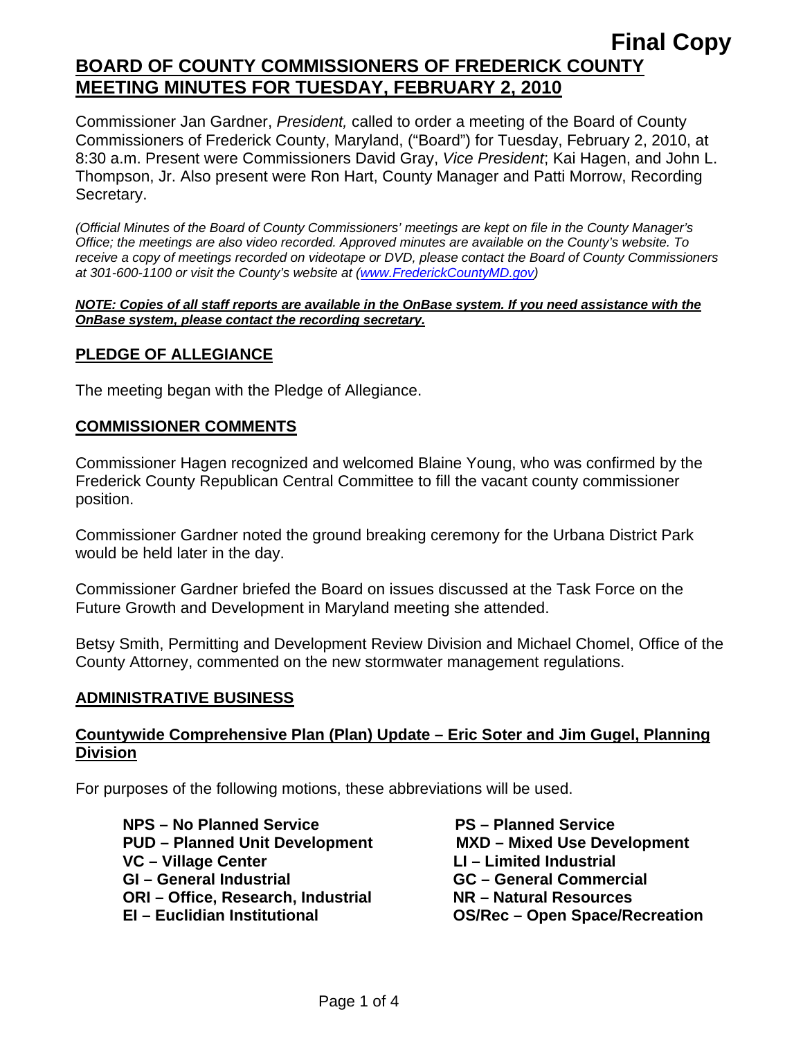**Final Copy**

# BOARD OF COUNTY COMMISSIONERS OF FREDERICK COUNTY MEETING MINUTES FOR TUESDAY, FEBRUARY 2, 2010

Commissioner Jan Gardner, *President,* called to order a meeting of the Board of County Commissioners of Frederick County, Maryland, ("Board") for Tuesday, February 2, 2010, at 8:30 a.m. Present were Commissioners David Gray, *Vice President*; Kai Hagen, and John L. Thompson, Jr. Also present were Ron Hart, County Manager and Patti Morrow, Recording Secretary.

*(Official Minutes of the Board of County Commissioners' meetings are kept on file in the County Manager's Office; the meetings are also video recorded. Approved minutes are available on the County's website. To receive a copy of meetings recorded on videotape or DVD, please contact the Board of County Commissioners at 301-600-1100 or visit the County's website at (www.FrederickCountyMD.gov))*

***NOTE: Copies of all staff reports are available in the OnBase system. If you need assistance with the OnBase system, please contact the recording secretary.***

## PLEDGE OF ALLEGIANCE

The meeting began with the Pledge of Allegiance.

## COMMISSIONER COMMENTS

Commissioner Hagen recognized and welcomed Blaine Young, who was confirmed by the Frederick County Republican Central Committee to fill the vacant county commissioner position.

Commissioner Gardner noted the ground breaking ceremony for the Urbana District Park would be held later in the day.

Commissioner Gardner briefed the Board on issues discussed at the Task Force on the Future Growth and Development in Maryland meeting she attended.

Betsy Smith, Permitting and Development Review Division and Michael Chomel, Office of the County Attorney, commented on the new stormwater management regulations.

## ADMINISTRATIVE BUSINESS

### Countywide Comprehensive Plan (Plan) Update – Eric Soter and Jim Gugel, Planning Division

For purposes of the following motions, these abbreviations will be used.

**NPS – No Planned Service**
**PUD – Planned Unit Development**
**VC – Village Center**
**GI – General Industrial**
**ORI – Office, Research, Industrial**
**EI – Euclidian Institutional**
**PS – Planned Service**
**MXD – Mixed Use Development**
**LI – Limited Industrial**
**GC – General Commercial**
**NR – Natural Resources**
**OS/Rec – Open Space/Recreation**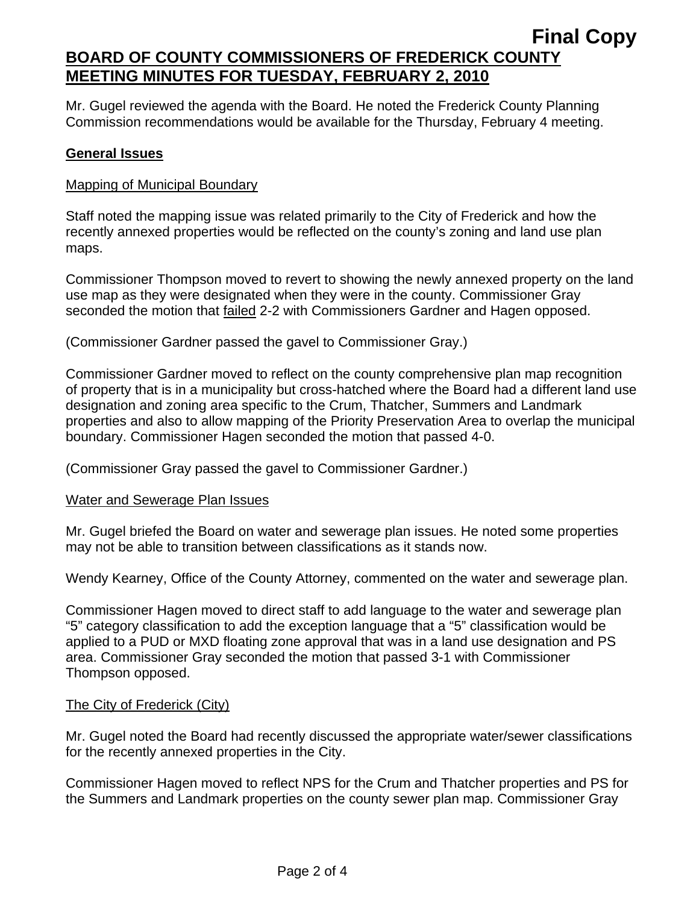Mr. Gugel reviewed the agenda with the Board. He noted the Frederick County Planning Commission recommendations would be available for the Thursday, February 4 meeting.

**General Issues**

Mapping of Municipal Boundary

Staff noted the mapping issue was related primarily to the City of Frederick and how the recently annexed properties would be reflected on the county's zoning and land use plan maps.

Commissioner Thompson moved to revert to showing the newly annexed property on the land use map as they were designated when they were in the county. Commissioner Gray seconded the motion that failed 2-2 with Commissioners Gardner and Hagen opposed.

(Commissioner Gardner passed the gavel to Commissioner Gray.)

Commissioner Gardner moved to reflect on the county comprehensive plan map recognition of property that is in a municipality but cross-hatched where the Board had a different land use designation and zoning area specific to the Crum, Thatcher, Summers and Landmark properties and also to allow mapping of the Priority Preservation Area to overlap the municipal boundary. Commissioner Hagen seconded the motion that passed 4-0.

(Commissioner Gray passed the gavel to Commissioner Gardner.)

Water and Sewerage Plan Issues

Mr. Gugel briefed the Board on water and sewerage plan issues. He noted some properties may not be able to transition between classifications as it stands now.

Wendy Kearney, Office of the County Attorney, commented on the water and sewerage plan.

Commissioner Hagen moved to direct staff to add language to the water and sewerage plan "5" category classification to add the exception language that a "5" classification would be applied to a PUD or MXD floating zone approval that was in a land use designation and PS area. Commissioner Gray seconded the motion that passed 3-1 with Commissioner Thompson opposed.

The City of Frederick (City)

Mr. Gugel noted the Board had recently discussed the appropriate water/sewer classifications for the recently annexed properties in the City.

Commissioner Hagen moved to reflect NPS for the Crum and Thatcher properties and PS for the Summers and Landmark properties on the county sewer plan map. Commissioner Gray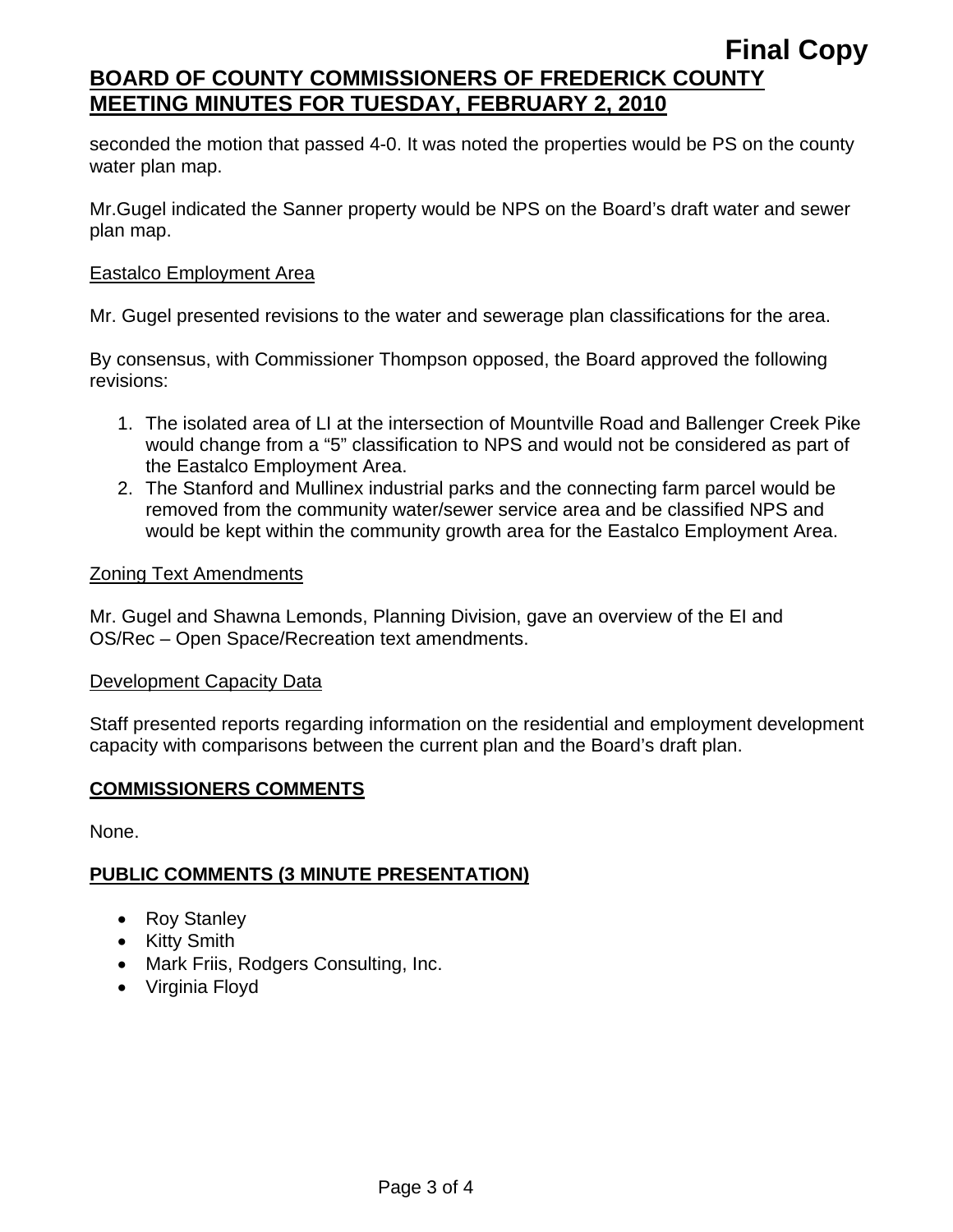seconded the motion that passed 4-0. It was noted the properties would be PS on the county water plan map.

Mr.Gugel indicated the Sanner property would be NPS on the Board's draft water and sewer plan map.

Eastalco Employment Area

Mr. Gugel presented revisions to the water and sewerage plan classifications for the area.

By consensus, with Commissioner Thompson opposed, the Board approved the following revisions:

1. The isolated area of LI at the intersection of Mountville Road and Ballenger Creek Pike would change from a "5" classification to NPS and would not be considered as part of the Eastalco Employment Area.
2. The Stanford and Mullinex industrial parks and the connecting farm parcel would be removed from the community water/sewer service area and be classified NPS and would be kept within the community growth area for the Eastalco Employment Area.

Zoning Text Amendments

Mr. Gugel and Shawna Lemonds, Planning Division, gave an overview of the EI and OS/Rec – Open Space/Recreation text amendments.

Development Capacity Data

Staff presented reports regarding information on the residential and employment development capacity with comparisons between the current plan and the Board's draft plan.

**COMMISSIONERS COMMENTS**

None.

**PUBLIC COMMENTS (3 MINUTE PRESENTATION)**

- Roy Stanley
- Kitty Smith
- Mark Friis, Rodgers Consulting, Inc.
- Virginia Floyd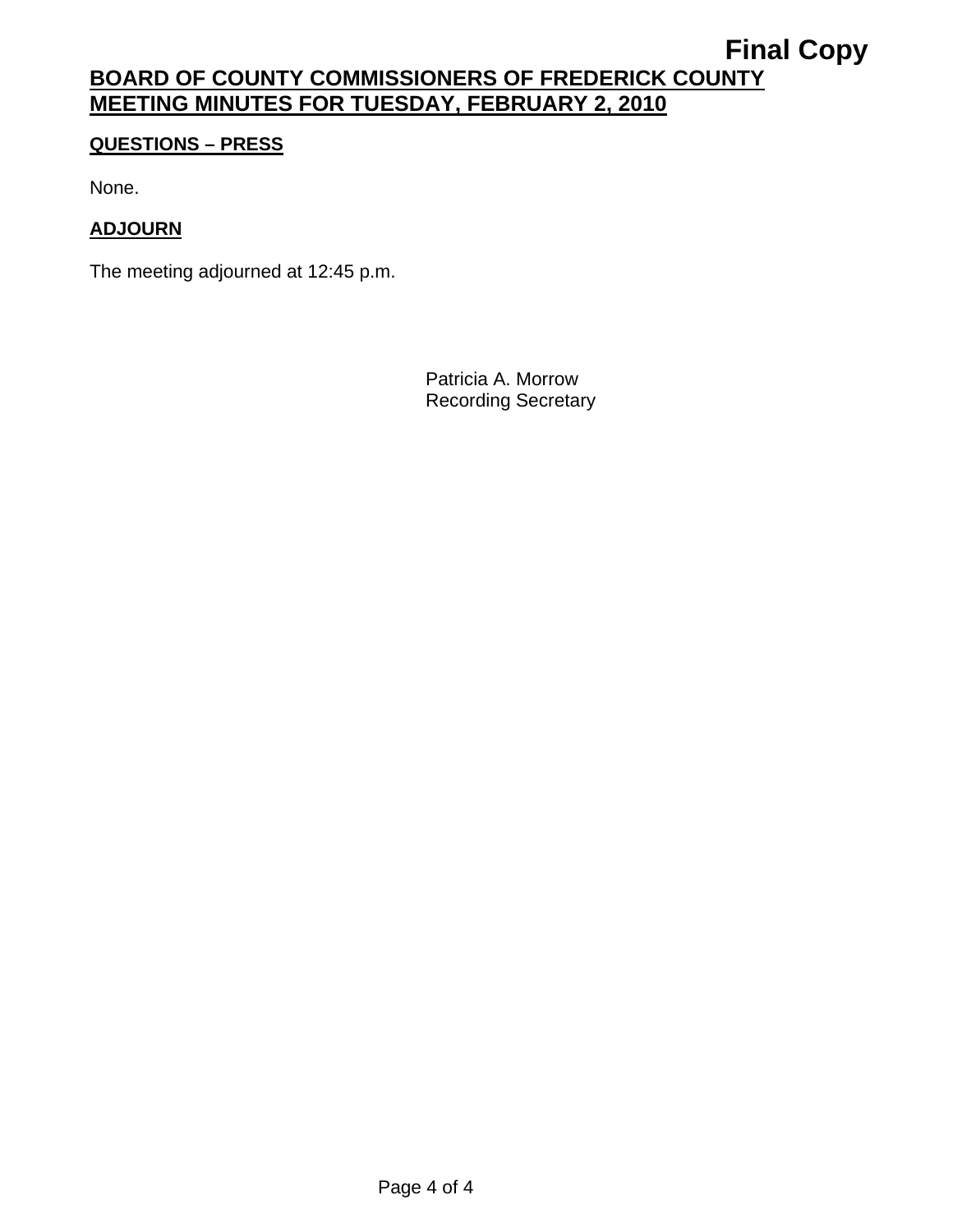## QUESTIONS – PRESS

None.

## ADJOURN

The meeting adjourned at 12:45 p.m.

Patricia A. Morrow
Recording Secretary